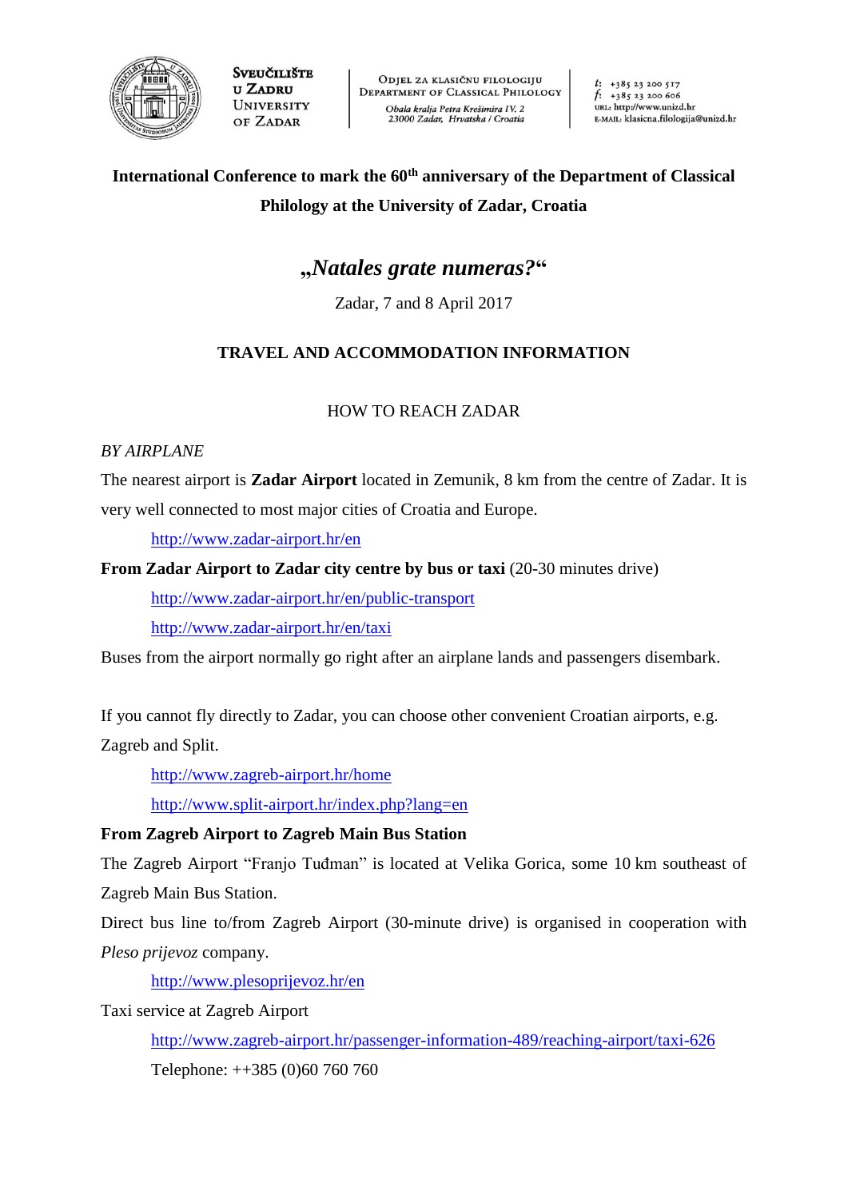SVEUČILIŠTE U ZADRU
UNIVERSITY OF ZADAR

ODJEL ZA KLASIČNU FILOLOGIJU
DEPARTMENT OF CLASSICAL PHILOLOGY
*Obala kralja Petra Krešimira IV. 2*
*23000 Zadar, Hrvatska / Croatia*

t: +385 23 200 517
f: +385 23 200 606
URL: http://www.unizd.hr
E-MAIL: klasicna.filologija@unizd.hr

**International Conference to mark the 60th anniversary of the Department of Classical Philology at the University of Zadar, Croatia**

# „*Natales grate numeras?*"

Zadar, 7 and 8 April 2017

## TRAVEL AND ACCOMMODATION INFORMATION

### HOW TO REACH ZADAR

*BY AIRPLANE*

The nearest airport is **Zadar Airport** located in Zemunik, 8 km from the centre of Zadar. It is very well connected to most major cities of Croatia and Europe.

http://www.zadar-airport.hr/en

**From Zadar Airport to Zadar city centre by bus or taxi** (20-30 minutes drive)

http://www.zadar-airport.hr/en/public-transport

http://www.zadar-airport.hr/en/taxi

Buses from the airport normally go right after an airplane lands and passengers disembark.

If you cannot fly directly to Zadar, you can choose other convenient Croatian airports, e.g. Zagreb and Split.

http://www.zagreb-airport.hr/home

http://www.split-airport.hr/index.php?lang=en

**From Zagreb Airport to Zagreb Main Bus Station**

The Zagreb Airport "Franjo Tuđman" is located at Velika Gorica, some 10 km southeast of Zagreb Main Bus Station.

Direct bus line to/from Zagreb Airport (30-minute drive) is organised in cooperation with *Pleso prijevoz* company.

http://www.plesoprijevoz.hr/en

Taxi service at Zagreb Airport

http://www.zagreb-airport.hr/passenger-information-489/reaching-airport/taxi-626

Telephone: ++385 (0)60 760 760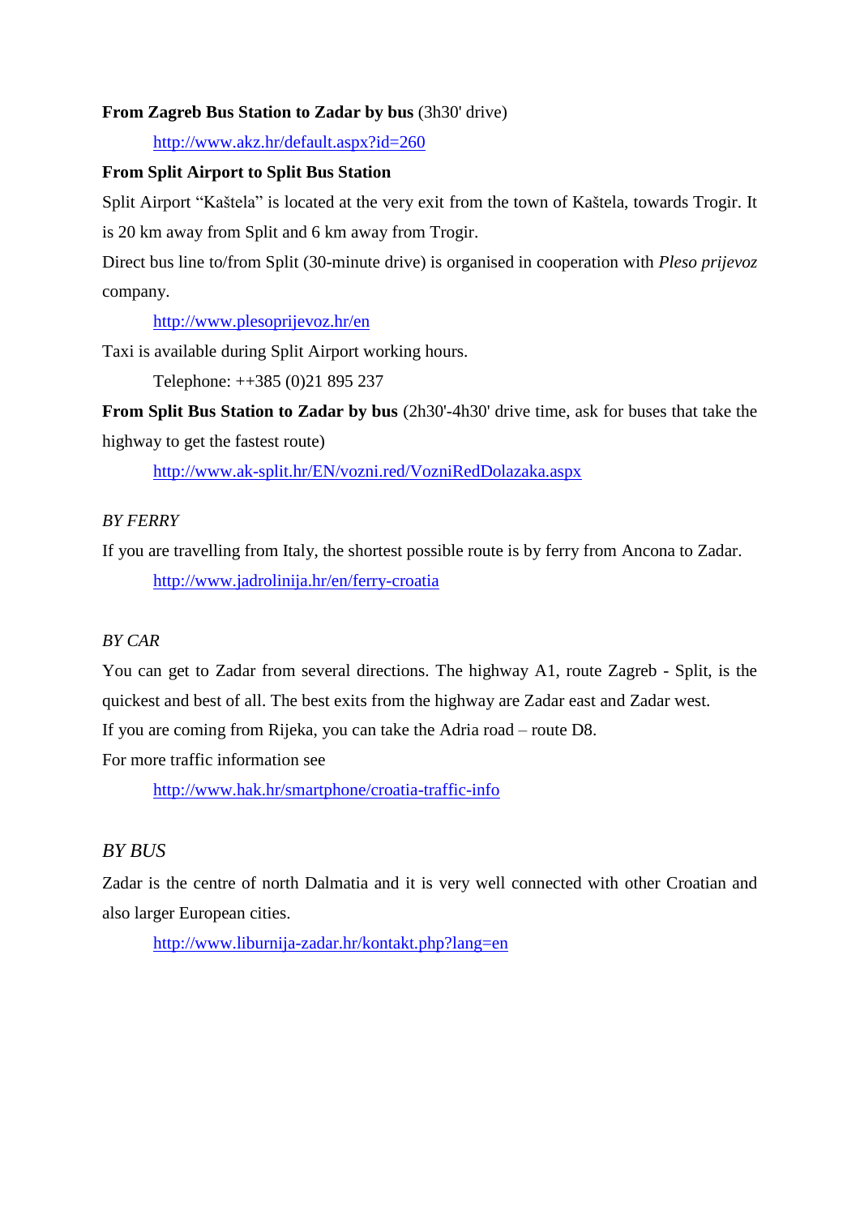**From Zagreb Bus Station to Zadar by bus** (3h30' drive)

http://www.akz.hr/default.aspx?id=260

**From Split Airport to Split Bus Station**

Split Airport "Kaštela" is located at the very exit from the town of Kaštela, towards Trogir. It is 20 km away from Split and 6 km away from Trogir.

Direct bus line to/from Split (30-minute drive) is organised in cooperation with *Pleso prijevoz* company.

http://www.plesoprijevoz.hr/en

Taxi is available during Split Airport working hours.

Telephone: ++385 (0)21 895 237

**From Split Bus Station to Zadar by bus** (2h30'-4h30' drive time, ask for buses that take the highway to get the fastest route)

http://www.ak-split.hr/EN/vozni.red/VozniRedDolazaka.aspx

*BY FERRY*

If you are travelling from Italy, the shortest possible route is by ferry from Ancona to Zadar.

http://www.jadrolinija.hr/en/ferry-croatia

*BY CAR*

You can get to Zadar from several directions. The highway A1, route Zagreb - Split, is the quickest and best of all. The best exits from the highway are Zadar east and Zadar west.

If you are coming from Rijeka, you can take the Adria road – route D8.

For more traffic information see

http://www.hak.hr/smartphone/croatia-traffic-info

*BY BUS*

Zadar is the centre of north Dalmatia and it is very well connected with other Croatian and also larger European cities.

http://www.liburnija-zadar.hr/kontakt.php?lang=en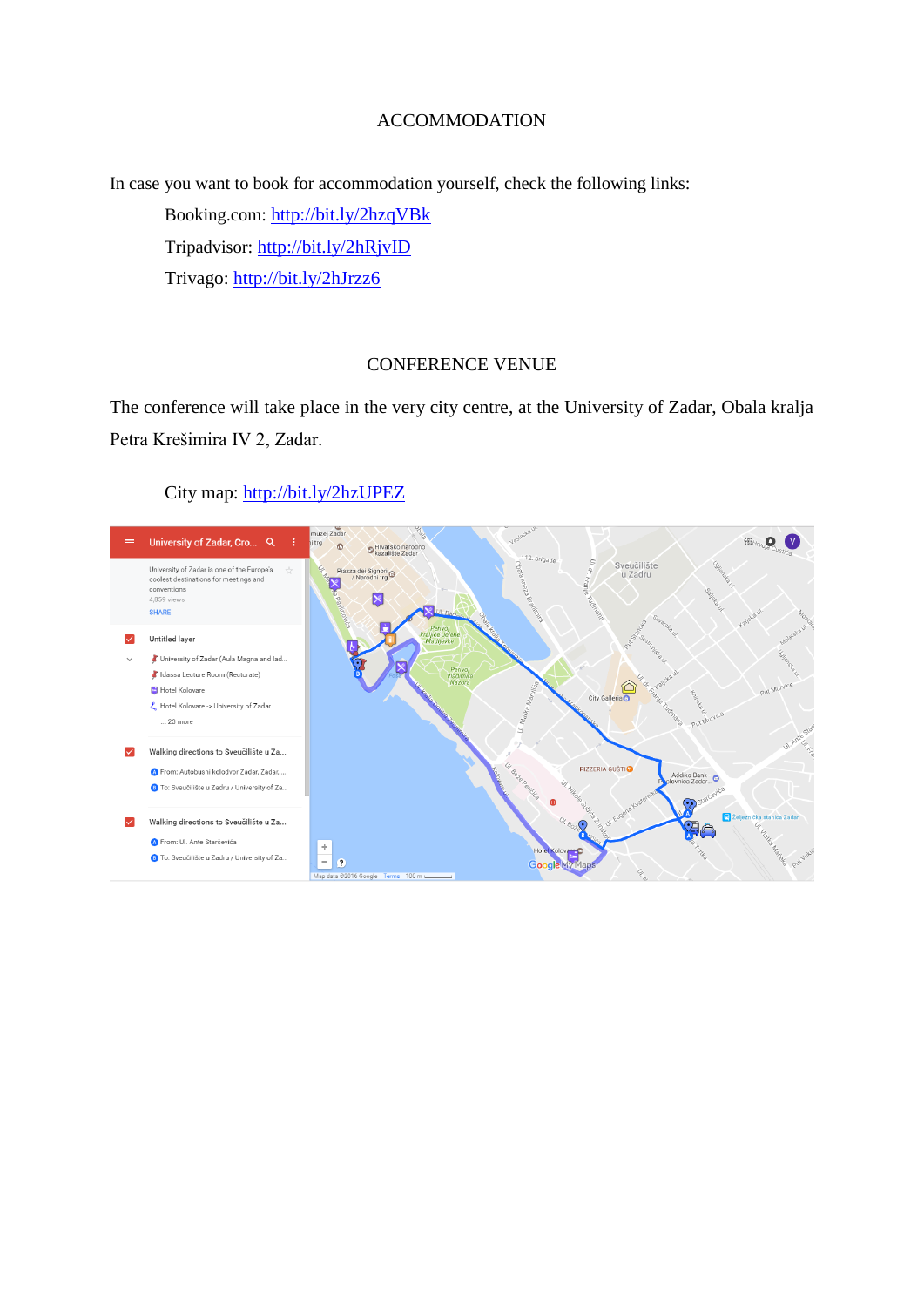## ACCOMMODATION

In case you want to book for accommodation yourself, check the following links:

Booking.com: http://bit.ly/2hzqVBk

Tripadvisor: http://bit.ly/2hRjvID

Trivago: http://bit.ly/2hJrzz6

## CONFERENCE VENUE

The conference will take place in the very city centre, at the University of Zadar, Obala kralja Petra Krešimira IV 2, Zadar.

City map: http://bit.ly/2hzUPEZ